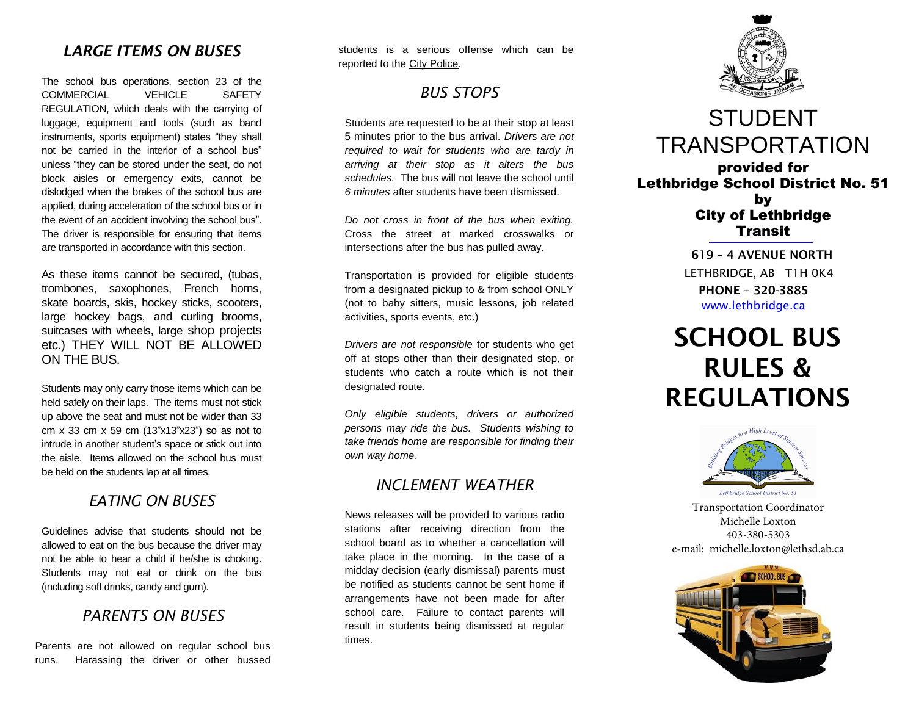## *LARGE ITEMS ON BUSES*

The school bus operations, section 23 of the COMMERCIAL VEHICLE SAFETY REGULATION, which deals with the carrying of luggage, equipment and tools (such as band instruments, sports equipment) states "they shall not be carried in the interior of a school bus" unless "they can be stored under the seat, do not block aisles or emergency exits, cannot be dislodged when the brakes of the school bus are applied, during acceleration of the school bus or in the event of an accident involving the school bus". The driver is responsible for ensuring that items are transported in accordance with this section.

As these items cannot be secured, (tubas, trombones, saxophones, French horns, skate boards, skis, hockey sticks, scooters, large hockey bags, and curling brooms, suitcases with wheels, large shop projects etc.) THEY WILL NOT BE ALLOWED ON THE BUS.

Students may only carry those items which can be held safely on their laps. The items must not stick up above the seat and must not be wider than 33 cm x 33 cm x 59 cm (13"x13"x23") so as not to intrude in another student's space or stick out into the aisle. Items allowed on the school bus must be held on the students lap at all times.

## *EATING ON BUSES*

Guidelines advise that students should not be allowed to eat on the bus because the driver may not be able to hear a child if he/she is choking. Students may not eat or drink on the bus (including soft drinks, candy and gum).

## *PARENTS ON BUSES*

Parents are not allowed on regular school bus runs. Harassing the driver or other bussed students is a serious offense which can be reported to the City Police.

## *BUS STOPS*

Students are requested to be at their stop at least 5 minutes prior to the bus arrival. *Drivers are not required to wait for students who are tardy in arriving at their stop as it alters the bus schedules.* The bus will not leave the school until *6 minutes* after students have been dismissed.

*Do not cross in front of the bus when exiting.* Cross the street at marked crosswalks or intersections after the bus has pulled away.

Transportation is provided for eligible students from a designated pickup to & from school ONLY (not to baby sitters, music lessons, job related activities, sports events, etc.)

*Drivers are not responsible* for students who get off at stops other than their designated stop, or students who catch a route which is not their designated route.

*Only eligible students, drivers or authorized persons may ride the bus. Students wishing to take friends home are responsible for finding their own way home.*

## *INCLEMENT WEATHER*

News releases will be provided to various radio stations after receiving direction from the school board as to whether a cancellation will take place in the morning. In the case of a midday decision (early dismissal) parents must be notified as students cannot be sent home if arrangements have not been made for after school care. Failure to contact parents will result in students being dismissed at regular times.

AD OCCASIONIS JANUAM

# STUDENT TRANSPORTATION

**provided for**
**Lethbridge School District No. 51**
**by**
**City of Lethbridge Transit**

**619 – 4 AVENUE NORTH**
LETHBRIDGE, AB T1H 0K4
**PHONE – 320-3885**
www.lethbridge.ca

# SCHOOL BUS RULES & REGULATIONS

Building Bridges to a High Level of Student Success
Lethbridge School District No. 51

Transportation Coordinator
Michelle Loxton
403-380-5303
e-mail: michelle.loxton@lethsd.ab.ca

SCHOOL BUS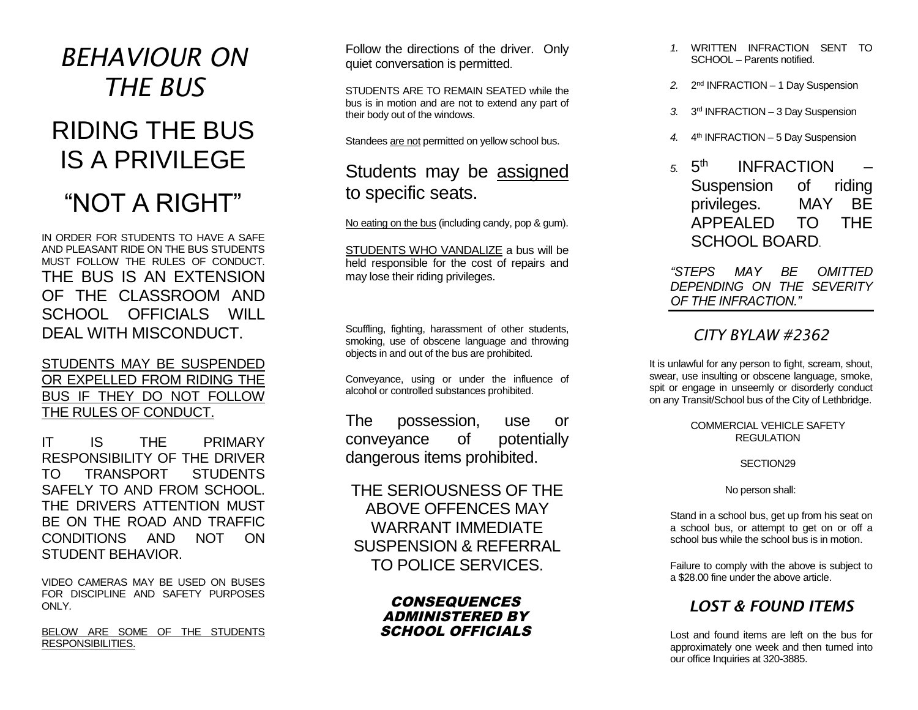# *BEHAVIOUR ON THE BUS*

## RIDING THE BUS IS A PRIVILEGE

## "NOT A RIGHT"

IN ORDER FOR STUDENTS TO HAVE A SAFE AND PLEASANT RIDE ON THE BUS STUDENTS MUST FOLLOW THE RULES OF CONDUCT. THE BUS IS AN EXTENSION OF THE CLASSROOM AND SCHOOL OFFICIALS WILL DEAL WITH MISCONDUCT.

STUDENTS MAY BE SUSPENDED OR EXPELLED FROM RIDING THE BUS IF THEY DO NOT FOLLOW THE RULES OF CONDUCT.

IT IS THE PRIMARY RESPONSIBILITY OF THE DRIVER TO TRANSPORT STUDENTS SAFELY TO AND FROM SCHOOL. THE DRIVERS ATTENTION MUST BE ON THE ROAD AND TRAFFIC CONDITIONS AND NOT ON STUDENT BEHAVIOR.

VIDEO CAMERAS MAY BE USED ON BUSES FOR DISCIPLINE AND SAFETY PURPOSES ONLY.

BELOW ARE SOME OF THE STUDENTS RESPONSIBILITIES.

Follow the directions of the driver. Only quiet conversation is permitted.

STUDENTS ARE TO REMAIN SEATED while the bus is in motion and are not to extend any part of their body out of the windows.

Standees are not permitted on yellow school bus.

Students may be assigned to specific seats.

No eating on the bus (including candy, pop & gum).

STUDENTS WHO VANDALIZE a bus will be held responsible for the cost of repairs and may lose their riding privileges.

Scuffling, fighting, harassment of other students, smoking, use of obscene language and throwing objects in and out of the bus are prohibited.

Conveyance, using or under the influence of alcohol or controlled substances prohibited.

The possession, use or conveyance of potentially dangerous items prohibited.

THE SERIOUSNESS OF THE ABOVE OFFENCES MAY WARRANT IMMEDIATE SUSPENSION & REFERRAL TO POLICE SERVICES.

### *CONSEQUENCES ADMINISTERED BY SCHOOL OFFICIALS*

1. WRITTEN INFRACTION SENT TO SCHOOL – Parents notified.
2. 2nd INFRACTION – 1 Day Suspension
3. 3rd INFRACTION – 3 Day Suspension
4. 4th INFRACTION – 5 Day Suspension
5. 5th INFRACTION – Suspension of riding privileges. MAY BE APPEALED TO THE SCHOOL BOARD.

*"STEPS MAY BE OMITTED DEPENDING ON THE SEVERITY OF THE INFRACTION."*

### *CITY BYLAW #2362*

It is unlawful for any person to fight, scream, shout, swear, use insulting or obscene language, smoke, spit or engage in unseemly or disorderly conduct on any Transit/School bus of the City of Lethbridge.

COMMERCIAL VEHICLE SAFETY REGULATION

SECTION29

No person shall:

Stand in a school bus, get up from his seat on a school bus, or attempt to get on or off a school bus while the school bus is in motion.

Failure to comply with the above is subject to a $28.00 fine under the above article.

### *LOST & FOUND ITEMS*

Lost and found items are left on the bus for approximately one week and then turned into our office Inquiries at 320-3885.